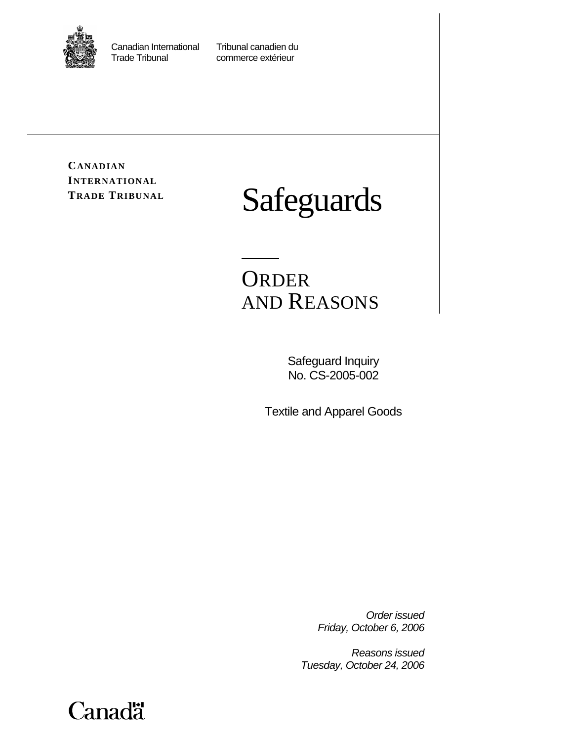Canadian International Trade Tribunal

Tribunal canadien du commerce extérieur

**CANADIAN INTERNATIONAL TRADE TRIBUNAL**

# Safeguards

## ORDER AND REASONS

Safeguard Inquiry
No. CS-2005-002

Textile and Apparel Goods

*Order issued*
*Friday, October 6, 2006*

*Reasons issued*
*Tuesday, October 24, 2006*

Canada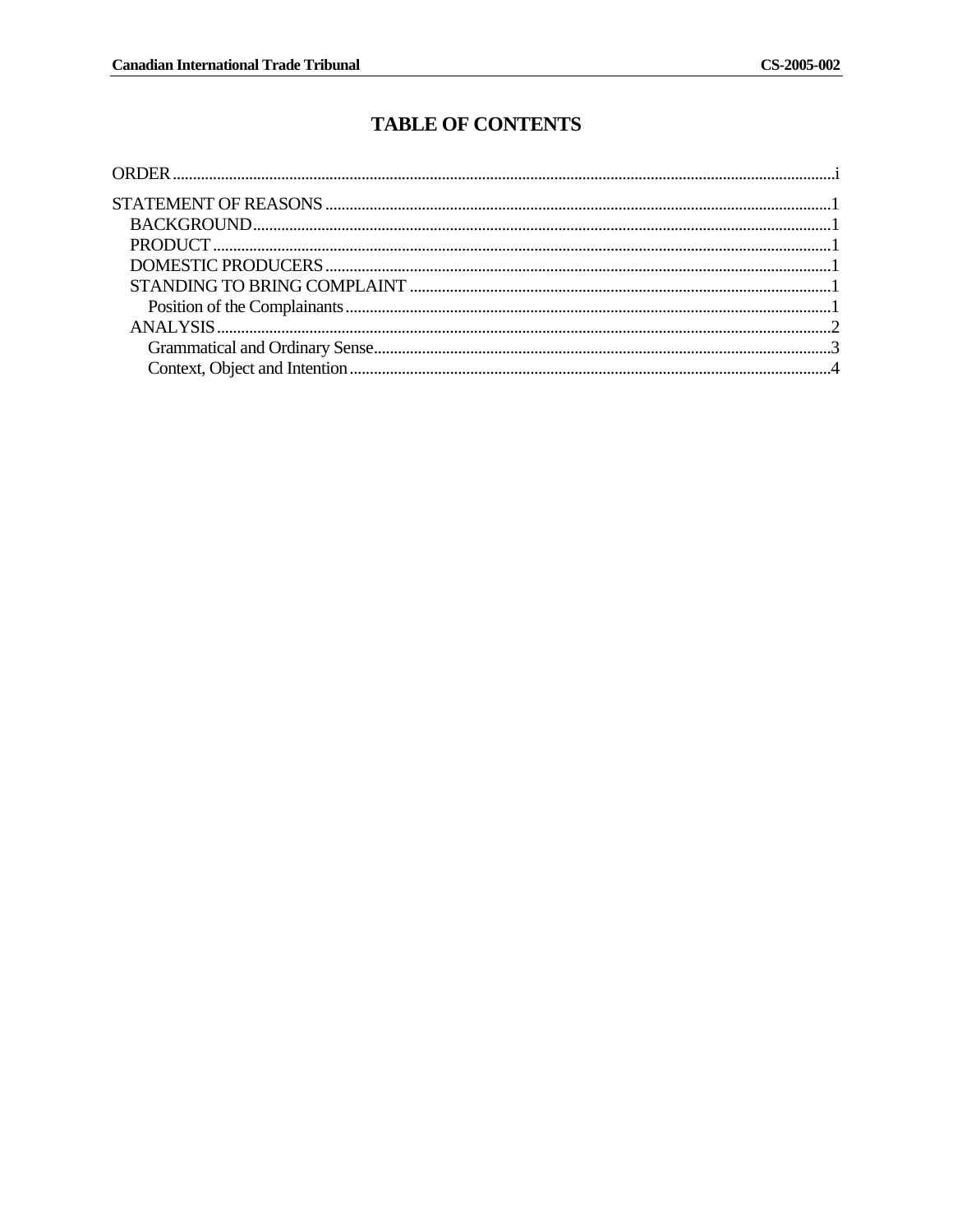# TABLE OF CONTENTS

ORDER ....................................................................................................................................................i

STATEMENT OF REASONS .............................................................................................................1
- BACKGROUND..............................................................................................................................1
- PRODUCT........................................................................................................................................1
- DOMESTIC PRODUCERS............................................................................................................1
- STANDING TO BRING COMPLAINT .......................................................................................1
  - Position of the Complainants........................................................................................................1
- ANALYSIS........................................................................................................................................2
  - Grammatical and Ordinary Sense.................................................................................................3
  - Context, Object and Intention.......................................................................................................4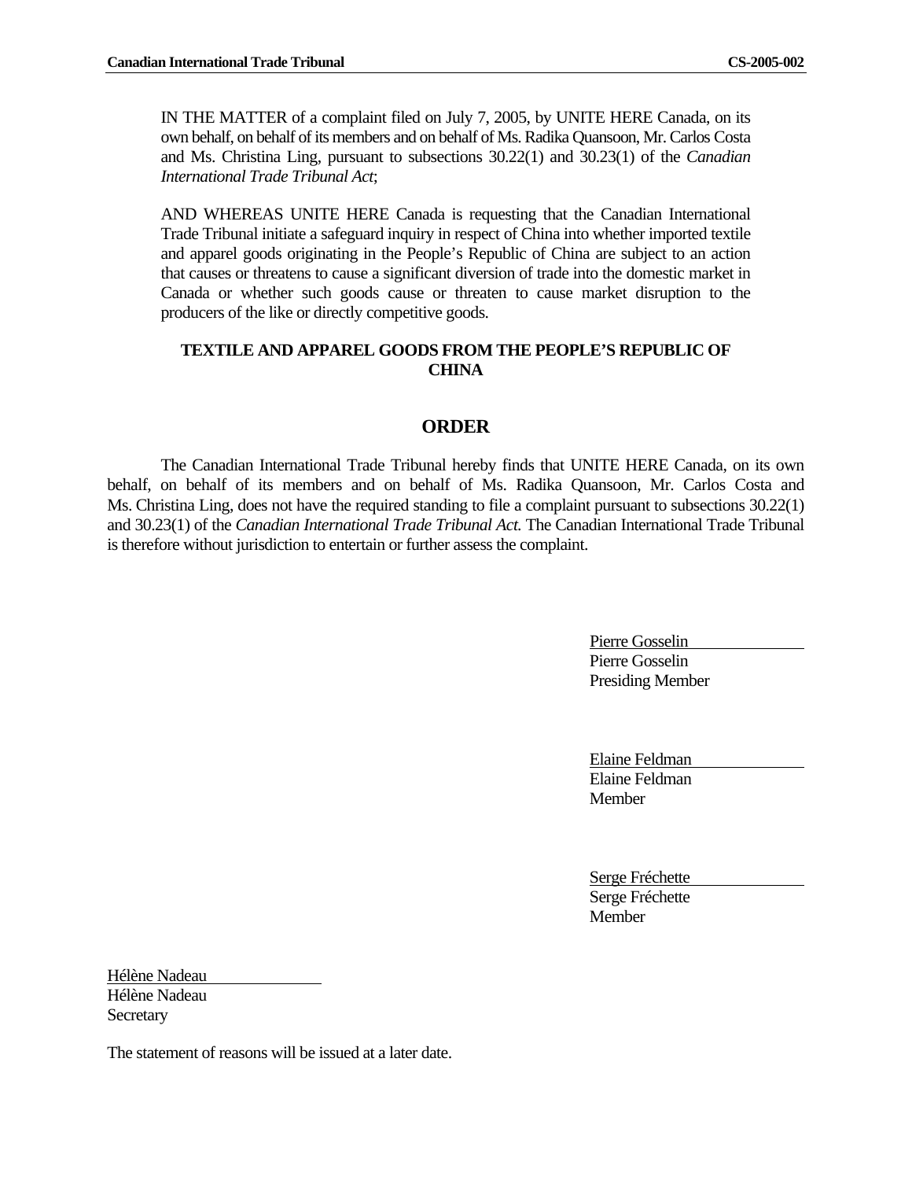IN THE MATTER of a complaint filed on July 7, 2005, by UNITE HERE Canada, on its own behalf, on behalf of its members and on behalf of Ms. Radika Quansoon, Mr. Carlos Costa and Ms. Christina Ling, pursuant to subsections 30.22(1) and 30.23(1) of the *Canadian International Trade Tribunal Act*;

AND WHEREAS UNITE HERE Canada is requesting that the Canadian International Trade Tribunal initiate a safeguard inquiry in respect of China into whether imported textile and apparel goods originating in the People's Republic of China are subject to an action that causes or threatens to cause a significant diversion of trade into the domestic market in Canada or whether such goods cause or threaten to cause market disruption to the producers of the like or directly competitive goods.

**TEXTILE AND APPAREL GOODS FROM THE PEOPLE'S REPUBLIC OF CHINA**

## ORDER

The Canadian International Trade Tribunal hereby finds that UNITE HERE Canada, on its own behalf, on behalf of its members and on behalf of Ms. Radika Quansoon, Mr. Carlos Costa and Ms. Christina Ling, does not have the required standing to file a complaint pursuant to subsections 30.22(1) and 30.23(1) of the *Canadian International Trade Tribunal Act*. The Canadian International Trade Tribunal is therefore without jurisdiction to entertain or further assess the complaint.

Pierre Gosselin
Pierre Gosselin
Presiding Member

Elaine Feldman
Elaine Feldman
Member

Serge Fréchette
Serge Fréchette
Member

Hélène Nadeau
Hélène Nadeau
Secretary

The statement of reasons will be issued at a later date.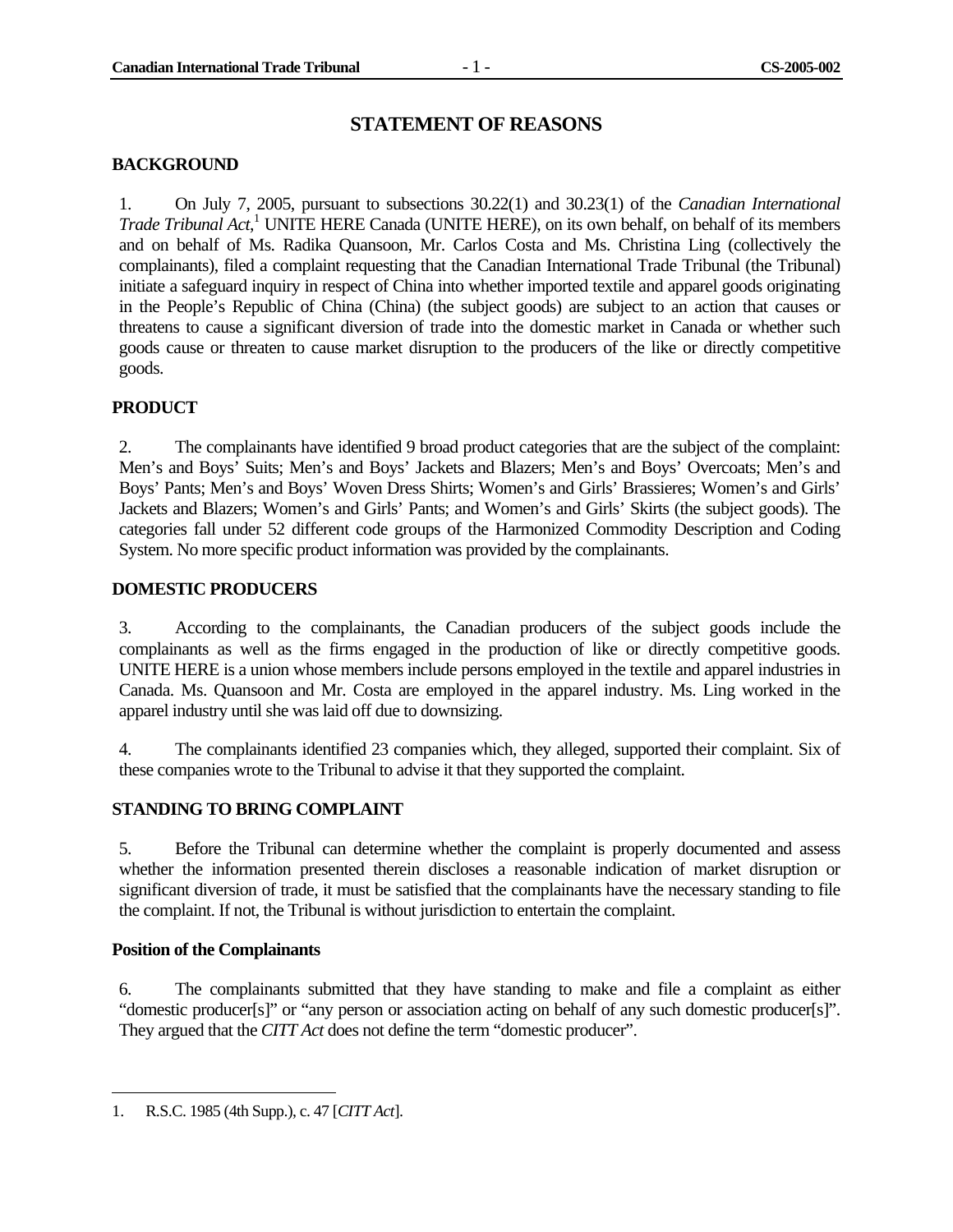# STATEMENT OF REASONS

## BACKGROUND

1. On July 7, 2005, pursuant to subsections 30.22(1) and 30.23(1) of the *Canadian International Trade Tribunal Act*,[1] UNITE HERE Canada (UNITE HERE), on its own behalf, on behalf of its members and on behalf of Ms. Radika Quansoon, Mr. Carlos Costa and Ms. Christina Ling (collectively the complainants), filed a complaint requesting that the Canadian International Trade Tribunal (the Tribunal) initiate a safeguard inquiry in respect of China into whether imported textile and apparel goods originating in the People's Republic of China (China) (the subject goods) are subject to an action that causes or threatens to cause a significant diversion of trade into the domestic market in Canada or whether such goods cause or threaten to cause market disruption to the producers of the like or directly competitive goods.

## PRODUCT

2. The complainants have identified 9 broad product categories that are the subject of the complaint: Men's and Boys' Suits; Men's and Boys' Jackets and Blazers; Men's and Boys' Overcoats; Men's and Boys' Pants; Men's and Boys' Woven Dress Shirts; Women's and Girls' Brassieres; Women's and Girls' Jackets and Blazers; Women's and Girls' Pants; and Women's and Girls' Skirts (the subject goods). The categories fall under 52 different code groups of the Harmonized Commodity Description and Coding System. No more specific product information was provided by the complainants.

## DOMESTIC PRODUCERS

3. According to the complainants, the Canadian producers of the subject goods include the complainants as well as the firms engaged in the production of like or directly competitive goods. UNITE HERE is a union whose members include persons employed in the textile and apparel industries in Canada. Ms. Quansoon and Mr. Costa are employed in the apparel industry. Ms. Ling worked in the apparel industry until she was laid off due to downsizing.

4. The complainants identified 23 companies which, they alleged, supported their complaint. Six of these companies wrote to the Tribunal to advise it that they supported the complaint.

## STANDING TO BRING COMPLAINT

5. Before the Tribunal can determine whether the complaint is properly documented and assess whether the information presented therein discloses a reasonable indication of market disruption or significant diversion of trade, it must be satisfied that the complainants have the necessary standing to file the complaint. If not, the Tribunal is without jurisdiction to entertain the complaint.

### Position of the Complainants

6. The complainants submitted that they have standing to make and file a complaint as either "domestic producer[s]" or "any person or association acting on behalf of any such domestic producer[s]". They argued that the *CITT Act* does not define the term "domestic producer".

---

1. R.S.C. 1985 (4th Supp.), c. 47 [*CITT Act*].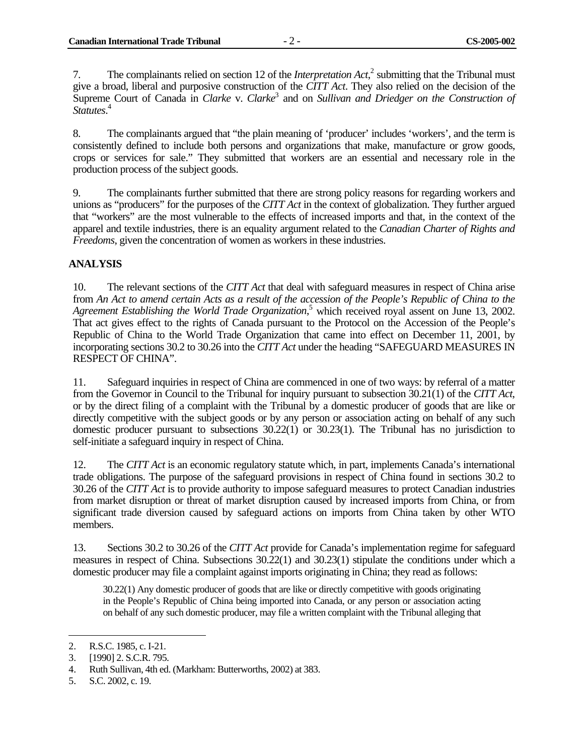7. The complainants relied on section 12 of the *Interpretation Act*,[2] submitting that the Tribunal must give a broad, liberal and purposive construction of the *CITT Act*. They also relied on the decision of the Supreme Court of Canada in *Clarke* v. *Clarke*[3] and on *Sullivan and Driedger on the Construction of Statutes*.[4]

8. The complainants argued that "the plain meaning of 'producer' includes 'workers', and the term is consistently defined to include both persons and organizations that make, manufacture or grow goods, crops or services for sale." They submitted that workers are an essential and necessary role in the production process of the subject goods.

9. The complainants further submitted that there are strong policy reasons for regarding workers and unions as "producers" for the purposes of the *CITT Act* in the context of globalization. They further argued that "workers" are the most vulnerable to the effects of increased imports and that, in the context of the apparel and textile industries, there is an equality argument related to the *Canadian Charter of Rights and Freedoms*, given the concentration of women as workers in these industries.

## ANALYSIS

10. The relevant sections of the *CITT Act* that deal with safeguard measures in respect of China arise from *An Act to amend certain Acts as a result of the accession of the People's Republic of China to the Agreement Establishing the World Trade Organization*,[5] which received royal assent on June 13, 2002. That act gives effect to the rights of Canada pursuant to the Protocol on the Accession of the People's Republic of China to the World Trade Organization that came into effect on December 11, 2001, by incorporating sections 30.2 to 30.26 into the *CITT Act* under the heading "SAFEGUARD MEASURES IN RESPECT OF CHINA".

11. Safeguard inquiries in respect of China are commenced in one of two ways: by referral of a matter from the Governor in Council to the Tribunal for inquiry pursuant to subsection 30.21(1) of the *CITT Act*, or by the direct filing of a complaint with the Tribunal by a domestic producer of goods that are like or directly competitive with the subject goods or by any person or association acting on behalf of any such domestic producer pursuant to subsections 30.22(1) or 30.23(1). The Tribunal has no jurisdiction to self-initiate a safeguard inquiry in respect of China.

12. The *CITT Act* is an economic regulatory statute which, in part, implements Canada's international trade obligations. The purpose of the safeguard provisions in respect of China found in sections 30.2 to 30.26 of the *CITT Act* is to provide authority to impose safeguard measures to protect Canadian industries from market disruption or threat of market disruption caused by increased imports from China, or from significant trade diversion caused by safeguard actions on imports from China taken by other WTO members.

13. Sections 30.2 to 30.26 of the *CITT Act* provide for Canada's implementation regime for safeguard measures in respect of China. Subsections 30.22(1) and 30.23(1) stipulate the conditions under which a domestic producer may file a complaint against imports originating in China; they read as follows:

> 30.22(1) Any domestic producer of goods that are like or directly competitive with goods originating in the People's Republic of China being imported into Canada, or any person or association acting on behalf of any such domestic producer, may file a written complaint with the Tribunal alleging that

---

2. R.S.C. 1985, c. I-21.
3. [1990] 2. S.C.R. 795.
4. Ruth Sullivan, 4th ed. (Markham: Butterworths, 2002) at 383.
5. S.C. 2002, c. 19.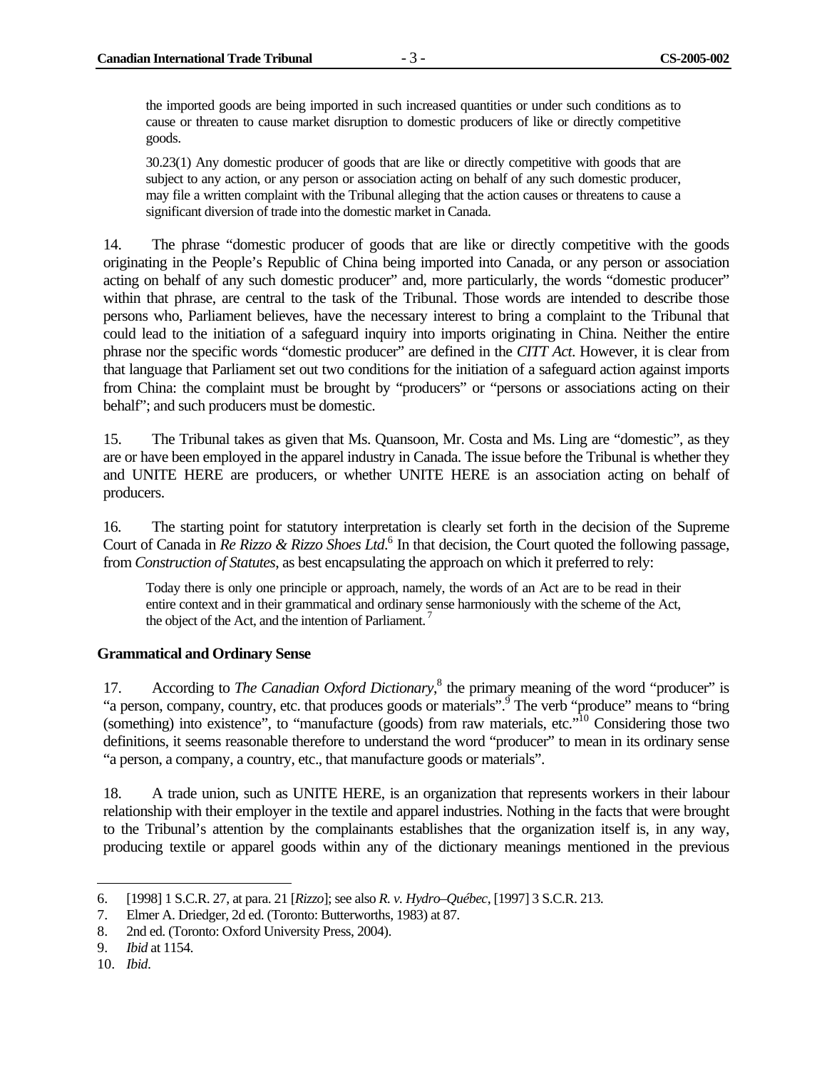> the imported goods are being imported in such increased quantities or under such conditions as to cause or threaten to cause market disruption to domestic producers of like or directly competitive goods.
>
> 30.23(1) Any domestic producer of goods that are like or directly competitive with goods that are subject to any action, or any person or association acting on behalf of any such domestic producer, may file a written complaint with the Tribunal alleging that the action causes or threatens to cause a significant diversion of trade into the domestic market in Canada.

14. The phrase "domestic producer of goods that are like or directly competitive with the goods originating in the People's Republic of China being imported into Canada, or any person or association acting on behalf of any such domestic producer" and, more particularly, the words "domestic producer" within that phrase, are central to the task of the Tribunal. Those words are intended to describe those persons who, Parliament believes, have the necessary interest to bring a complaint to the Tribunal that could lead to the initiation of a safeguard inquiry into imports originating in China. Neither the entire phrase nor the specific words "domestic producer" are defined in the *CITT Act*. However, it is clear from that language that Parliament set out two conditions for the initiation of a safeguard action against imports from China: the complaint must be brought by "producers" or "persons or associations acting on their behalf"; and such producers must be domestic.

15. The Tribunal takes as given that Ms. Quansoon, Mr. Costa and Ms. Ling are "domestic", as they are or have been employed in the apparel industry in Canada. The issue before the Tribunal is whether they and UNITE HERE are producers, or whether UNITE HERE is an association acting on behalf of producers.

16. The starting point for statutory interpretation is clearly set forth in the decision of the Supreme Court of Canada in *Re Rizzo & Rizzo Shoes Ltd*.[6] In that decision, the Court quoted the following passage, from *Construction of Statutes*, as best encapsulating the approach on which it preferred to rely:

> Today there is only one principle or approach, namely, the words of an Act are to be read in their entire context and in their grammatical and ordinary sense harmoniously with the scheme of the Act, the object of the Act, and the intention of Parliament.[7]

### Grammatical and Ordinary Sense

17. According to *The Canadian Oxford Dictionary*,[8] the primary meaning of the word "producer" is "a person, company, country, etc. that produces goods or materials".[9] The verb "produce" means to "bring (something) into existence", to "manufacture (goods) from raw materials, etc."[10] Considering those two definitions, it seems reasonable therefore to understand the word "producer" to mean in its ordinary sense "a person, a company, a country, etc., that manufacture goods or materials".

18. A trade union, such as UNITE HERE, is an organization that represents workers in their labour relationship with their employer in the textile and apparel industries. Nothing in the facts that were brought to the Tribunal's attention by the complainants establishes that the organization itself is, in any way, producing textile or apparel goods within any of the dictionary meanings mentioned in the previous

---

6. [1998] 1 S.C.R. 27, at para. 21 [*Rizzo*]; see also *R. v. Hydro–Québec*, [1997] 3 S.C.R. 213.
7. Elmer A. Driedger, 2d ed. (Toronto: Butterworths, 1983) at 87.
8. 2nd ed. (Toronto: Oxford University Press, 2004).
9. *Ibid* at 1154.
10. *Ibid*.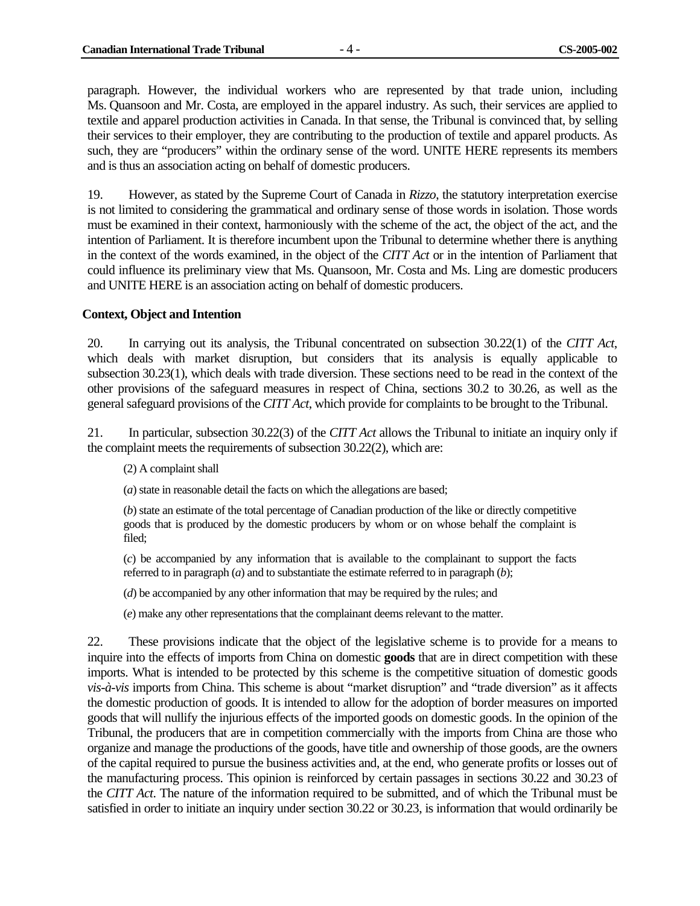paragraph. However, the individual workers who are represented by that trade union, including Ms. Quansoon and Mr. Costa, are employed in the apparel industry. As such, their services are applied to textile and apparel production activities in Canada. In that sense, the Tribunal is convinced that, by selling their services to their employer, they are contributing to the production of textile and apparel products. As such, they are "producers" within the ordinary sense of the word. UNITE HERE represents its members and is thus an association acting on behalf of domestic producers.

19. However, as stated by the Supreme Court of Canada in *Rizzo*, the statutory interpretation exercise is not limited to considering the grammatical and ordinary sense of those words in isolation. Those words must be examined in their context, harmoniously with the scheme of the act, the object of the act, and the intention of Parliament. It is therefore incumbent upon the Tribunal to determine whether there is anything in the context of the words examined, in the object of the *CITT Act* or in the intention of Parliament that could influence its preliminary view that Ms. Quansoon, Mr. Costa and Ms. Ling are domestic producers and UNITE HERE is an association acting on behalf of domestic producers.

**Context, Object and Intention**

20. In carrying out its analysis, the Tribunal concentrated on subsection 30.22(1) of the *CITT Act*, which deals with market disruption, but considers that its analysis is equally applicable to subsection 30.23(1), which deals with trade diversion. These sections need to be read in the context of the other provisions of the safeguard measures in respect of China, sections 30.2 to 30.26, as well as the general safeguard provisions of the *CITT Act*, which provide for complaints to be brought to the Tribunal.

21. In particular, subsection 30.22(3) of the *CITT Act* allows the Tribunal to initiate an inquiry only if the complaint meets the requirements of subsection 30.22(2), which are:

> (2) A complaint shall
>
> (*a*) state in reasonable detail the facts on which the allegations are based;
>
> (*b*) state an estimate of the total percentage of Canadian production of the like or directly competitive goods that is produced by the domestic producers by whom or on whose behalf the complaint is filed;
>
> (*c*) be accompanied by any information that is available to the complainant to support the facts referred to in paragraph (*a*) and to substantiate the estimate referred to in paragraph (*b*);
>
> (*d*) be accompanied by any other information that may be required by the rules; and
>
> (*e*) make any other representations that the complainant deems relevant to the matter.

22. These provisions indicate that the object of the legislative scheme is to provide for a means to inquire into the effects of imports from China on domestic **goods** that are in direct competition with these imports. What is intended to be protected by this scheme is the competitive situation of domestic goods *vis-à-vis* imports from China. This scheme is about "market disruption" and "trade diversion" as it affects the domestic production of goods. It is intended to allow for the adoption of border measures on imported goods that will nullify the injurious effects of the imported goods on domestic goods. In the opinion of the Tribunal, the producers that are in competition commercially with the imports from China are those who organize and manage the productions of the goods, have title and ownership of those goods, are the owners of the capital required to pursue the business activities and, at the end, who generate profits or losses out of the manufacturing process. This opinion is reinforced by certain passages in sections 30.22 and 30.23 of the *CITT Act*. The nature of the information required to be submitted, and of which the Tribunal must be satisfied in order to initiate an inquiry under section 30.22 or 30.23, is information that would ordinarily be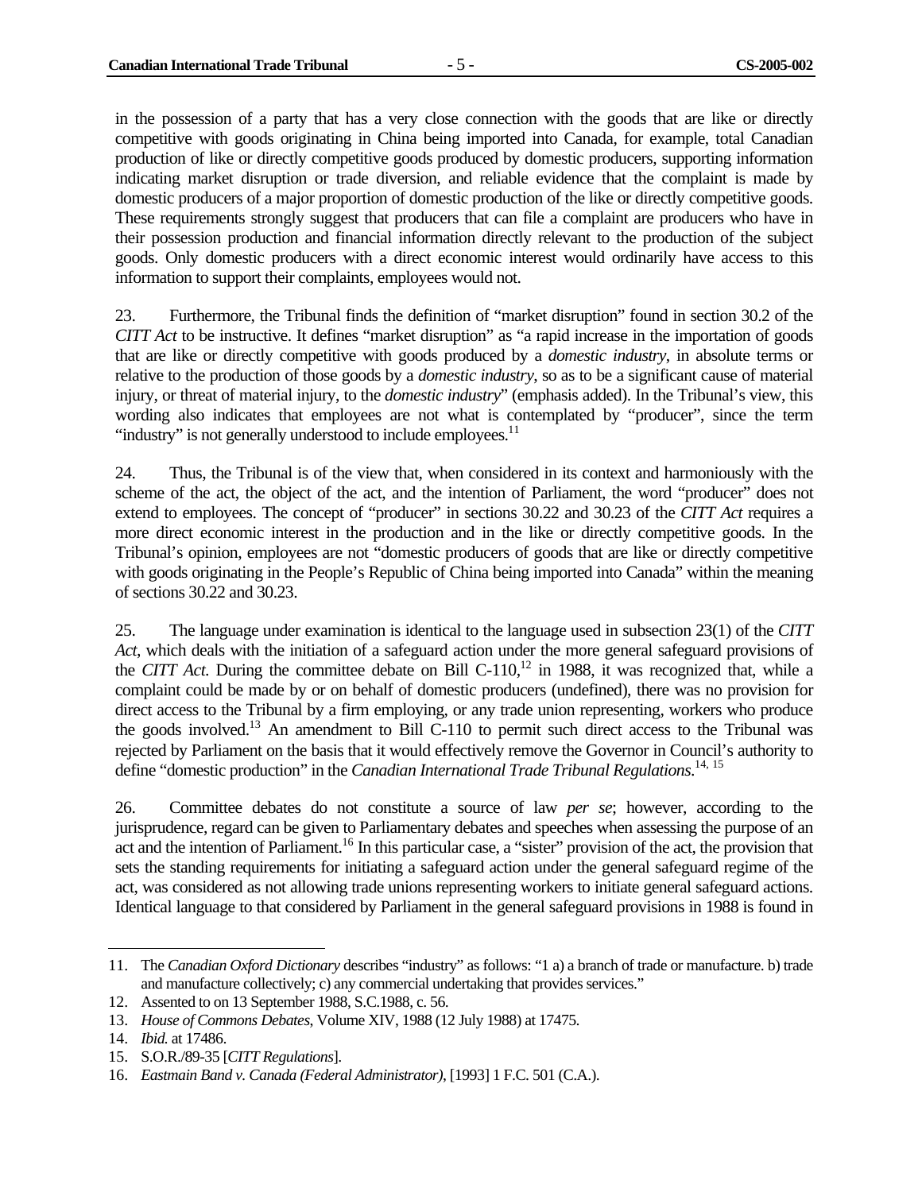in the possession of a party that has a very close connection with the goods that are like or directly competitive with goods originating in China being imported into Canada, for example, total Canadian production of like or directly competitive goods produced by domestic producers, supporting information indicating market disruption or trade diversion, and reliable evidence that the complaint is made by domestic producers of a major proportion of domestic production of the like or directly competitive goods. These requirements strongly suggest that producers that can file a complaint are producers who have in their possession production and financial information directly relevant to the production of the subject goods. Only domestic producers with a direct economic interest would ordinarily have access to this information to support their complaints, employees would not.

23. Furthermore, the Tribunal finds the definition of "market disruption" found in section 30.2 of the *CITT Act* to be instructive. It defines "market disruption" as "a rapid increase in the importation of goods that are like or directly competitive with goods produced by a *domestic industry*, in absolute terms or relative to the production of those goods by a *domestic industry*, so as to be a significant cause of material injury, or threat of material injury, to the *domestic industry*" (emphasis added). In the Tribunal's view, this wording also indicates that employees are not what is contemplated by "producer", since the term "industry" is not generally understood to include employees.[11]

24. Thus, the Tribunal is of the view that, when considered in its context and harmoniously with the scheme of the act, the object of the act, and the intention of Parliament, the word "producer" does not extend to employees. The concept of "producer" in sections 30.22 and 30.23 of the *CITT Act* requires a more direct economic interest in the production and in the like or directly competitive goods. In the Tribunal's opinion, employees are not "domestic producers of goods that are like or directly competitive with goods originating in the People's Republic of China being imported into Canada" within the meaning of sections 30.22 and 30.23.

25. The language under examination is identical to the language used in subsection 23(1) of the *CITT Act*, which deals with the initiation of a safeguard action under the more general safeguard provisions of the *CITT Act*. During the committee debate on Bill C-110,[12] in 1988, it was recognized that, while a complaint could be made by or on behalf of domestic producers (undefined), there was no provision for direct access to the Tribunal by a firm employing, or any trade union representing, workers who produce the goods involved.[13] An amendment to Bill C-110 to permit such direct access to the Tribunal was rejected by Parliament on the basis that it would effectively remove the Governor in Council's authority to define "domestic production" in the *Canadian International Trade Tribunal Regulations*.[14, 15]

26. Committee debates do not constitute a source of law *per se*; however, according to the jurisprudence, regard can be given to Parliamentary debates and speeches when assessing the purpose of an act and the intention of Parliament.[16] In this particular case, a "sister" provision of the act, the provision that sets the standing requirements for initiating a safeguard action under the general safeguard regime of the act, was considered as not allowing trade unions representing workers to initiate general safeguard actions. Identical language to that considered by Parliament in the general safeguard provisions in 1988 is found in

---

11. The *Canadian Oxford Dictionary* describes "industry" as follows: "1 a) a branch of trade or manufacture. b) trade and manufacture collectively; c) any commercial undertaking that provides services."
12. Assented to on 13 September 1988, S.C.1988, c. 56.
13. *House of Commons Debates*, Volume XIV, 1988 (12 July 1988) at 17475.
14. *Ibid.* at 17486.
15. S.O.R./89-35 [*CITT Regulations*].
16. *Eastmain Band v. Canada (Federal Administrator)*, [1993] 1 F.C. 501 (C.A.).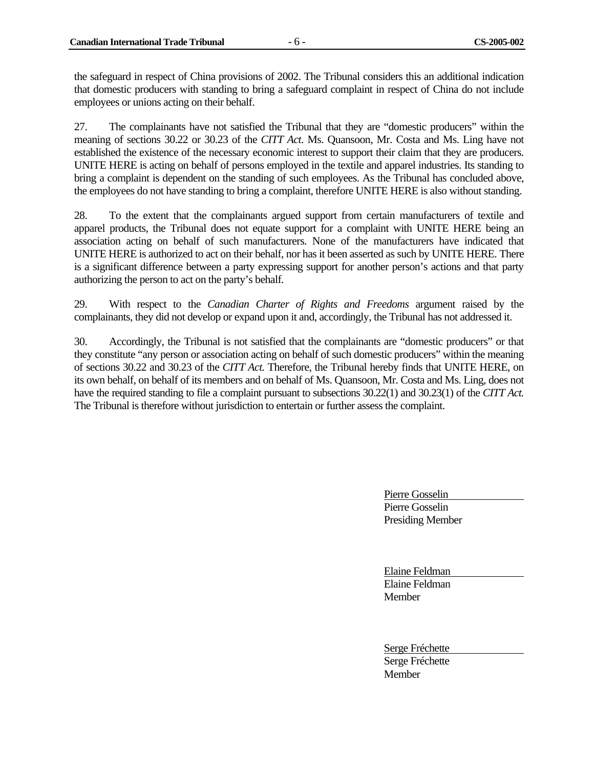the safeguard in respect of China provisions of 2002. The Tribunal considers this an additional indication that domestic producers with standing to bring a safeguard complaint in respect of China do not include employees or unions acting on their behalf.

27. The complainants have not satisfied the Tribunal that they are "domestic producers" within the meaning of sections 30.22 or 30.23 of the *CITT Act*. Ms. Quansoon, Mr. Costa and Ms. Ling have not established the existence of the necessary economic interest to support their claim that they are producers. UNITE HERE is acting on behalf of persons employed in the textile and apparel industries. Its standing to bring a complaint is dependent on the standing of such employees. As the Tribunal has concluded above, the employees do not have standing to bring a complaint, therefore UNITE HERE is also without standing.

28. To the extent that the complainants argued support from certain manufacturers of textile and apparel products, the Tribunal does not equate support for a complaint with UNITE HERE being an association acting on behalf of such manufacturers. None of the manufacturers have indicated that UNITE HERE is authorized to act on their behalf, nor has it been asserted as such by UNITE HERE. There is a significant difference between a party expressing support for another person's actions and that party authorizing the person to act on the party's behalf.

29. With respect to the *Canadian Charter of Rights and Freedoms* argument raised by the complainants, they did not develop or expand upon it and, accordingly, the Tribunal has not addressed it.

30. Accordingly, the Tribunal is not satisfied that the complainants are "domestic producers" or that they constitute "any person or association acting on behalf of such domestic producers" within the meaning of sections 30.22 and 30.23 of the *CITT Act.* Therefore, the Tribunal hereby finds that UNITE HERE, on its own behalf, on behalf of its members and on behalf of Ms. Quansoon, Mr. Costa and Ms. Ling, does not have the required standing to file a complaint pursuant to subsections 30.22(1) and 30.23(1) of the *CITT Act.* The Tribunal is therefore without jurisdiction to entertain or further assess the complaint.

Pierre Gosselin
Pierre Gosselin
Presiding Member

Elaine Feldman
Elaine Feldman
Member

Serge Fréchette
Serge Fréchette
Member